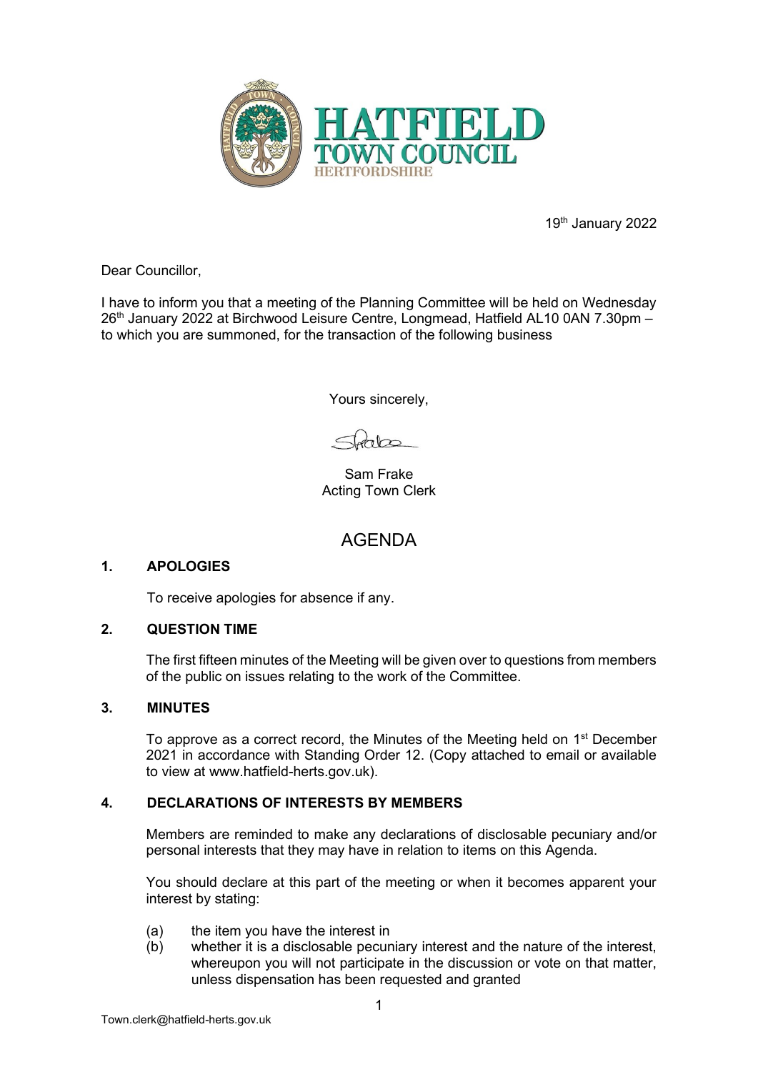19th January 2022

Dear Councillor,

I have to inform you that a meeting of the Planning Committee will be held on Wednesday 26th January 2022 at Birchwood Leisure Centre, Longmead, Hatfield AL10 0AN 7.30pm – to which you are summoned, for the transaction of the following business

Yours sincerely,

Sam Frake
Acting Town Clerk

# AGENDA

## 1. APOLOGIES

To receive apologies for absence if any.

## 2. QUESTION TIME

The first fifteen minutes of the Meeting will be given over to questions from members of the public on issues relating to the work of the Committee.

## 3. MINUTES

To approve as a correct record, the Minutes of the Meeting held on 1st December 2021 in accordance with Standing Order 12. (Copy attached to email or available to view at www.hatfield-herts.gov.uk).

## 4. DECLARATIONS OF INTERESTS BY MEMBERS

Members are reminded to make any declarations of disclosable pecuniary and/or personal interests that they may have in relation to items on this Agenda.

You should declare at this part of the meeting or when it becomes apparent your interest by stating:

(a) the item you have the interest in
(b) whether it is a disclosable pecuniary interest and the nature of the interest, whereupon you will not participate in the discussion or vote on that matter, unless dispensation has been requested and granted

Town.clerk@hatfield-herts.gov.uk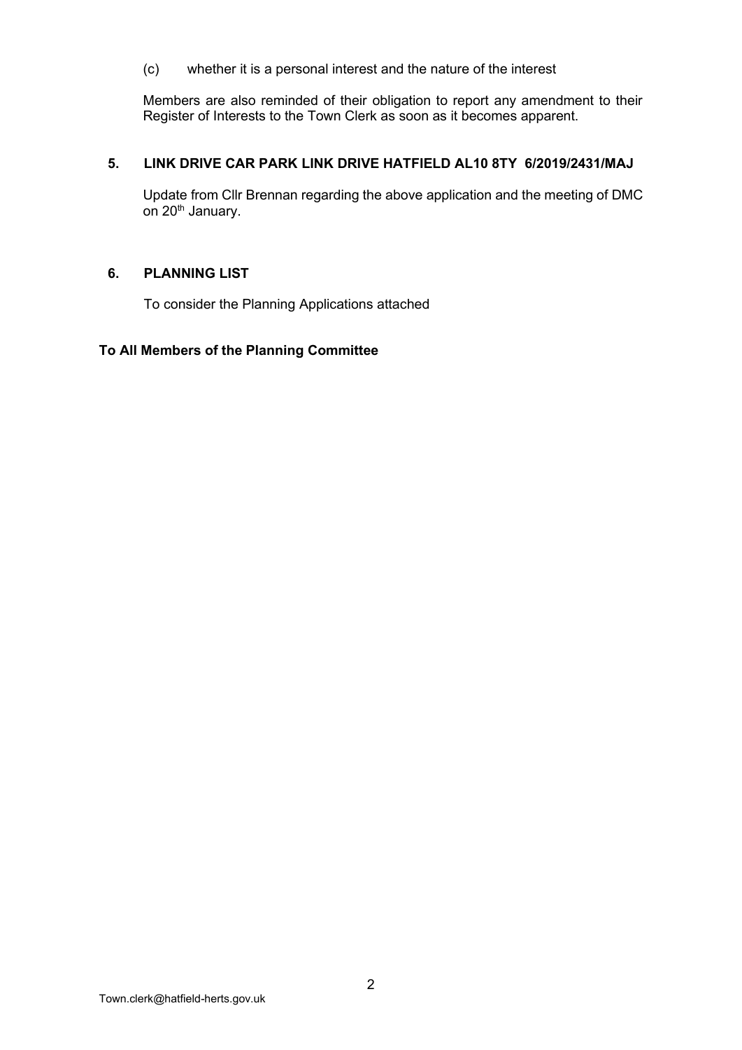(c) whether it is a personal interest and the nature of the interest

Members are also reminded of their obligation to report any amendment to their Register of Interests to the Town Clerk as soon as it becomes apparent.

**5. LINK DRIVE CAR PARK LINK DRIVE HATFIELD AL10 8TY 6/2019/2431/MAJ**

Update from Cllr Brennan regarding the above application and the meeting of DMC on 20th January.

**6. PLANNING LIST**

To consider the Planning Applications attached

**To All Members of the Planning Committee**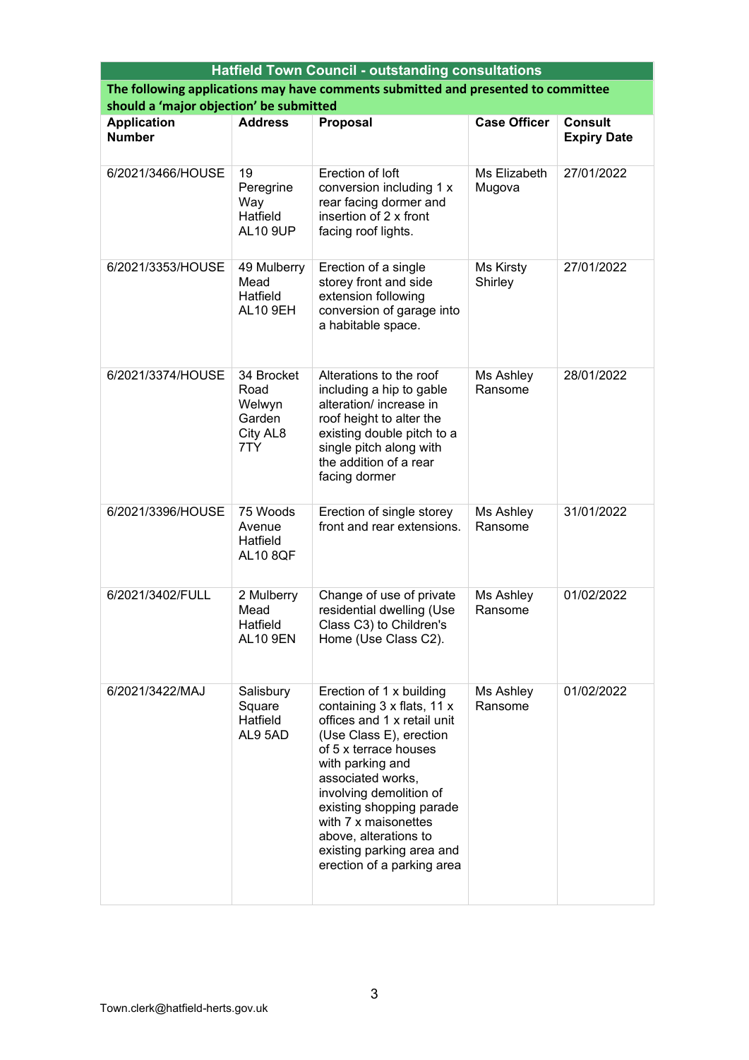| Hatfield Town Council - outstanding consultations | | | | |
|---|---|---|---|---|
| **The following applications may have comments submitted and presented to committee should a 'major objection' be submitted** | | | | |
| **Application Number** | **Address** | **Proposal** | **Case Officer** | **Consult Expiry Date** |
| 6/2021/3466/HOUSE | 19 Peregrine Way Hatfield AL10 9UP | Erection of loft conversion including 1 x rear facing dormer and insertion of 2 x front facing roof lights. | Ms Elizabeth Mugova | 27/01/2022 |
| 6/2021/3353/HOUSE | 49 Mulberry Mead Hatfield AL10 9EH | Erection of a single storey front and side extension following conversion of garage into a habitable space. | Ms Kirsty Shirley | 27/01/2022 |
| 6/2021/3374/HOUSE | 34 Brocket Road Welwyn Garden City AL8 7TY | Alterations to the roof including a hip to gable alteration/ increase in roof height to alter the existing double pitch to a single pitch along with the addition of a rear facing dormer | Ms Ashley Ransome | 28/01/2022 |
| 6/2021/3396/HOUSE | 75 Woods Avenue Hatfield AL10 8QF | Erection of single storey front and rear extensions. | Ms Ashley Ransome | 31/01/2022 |
| 6/2021/3402/FULL | 2 Mulberry Mead Hatfield AL10 9EN | Change of use of private residential dwelling (Use Class C3) to Children's Home (Use Class C2). | Ms Ashley Ransome | 01/02/2022 |
| 6/2021/3422/MAJ | Salisbury Square Hatfield AL9 5AD | Erection of 1 x building containing 3 x flats, 11 x offices and 1 x retail unit (Use Class E), erection of 5 x terrace houses with parking and associated works, involving demolition of existing shopping parade with 7 x maisonettes above, alterations to existing parking area and erection of a parking area | Ms Ashley Ransome | 01/02/2022 |

Town.clerk@hatfield-herts.gov.uk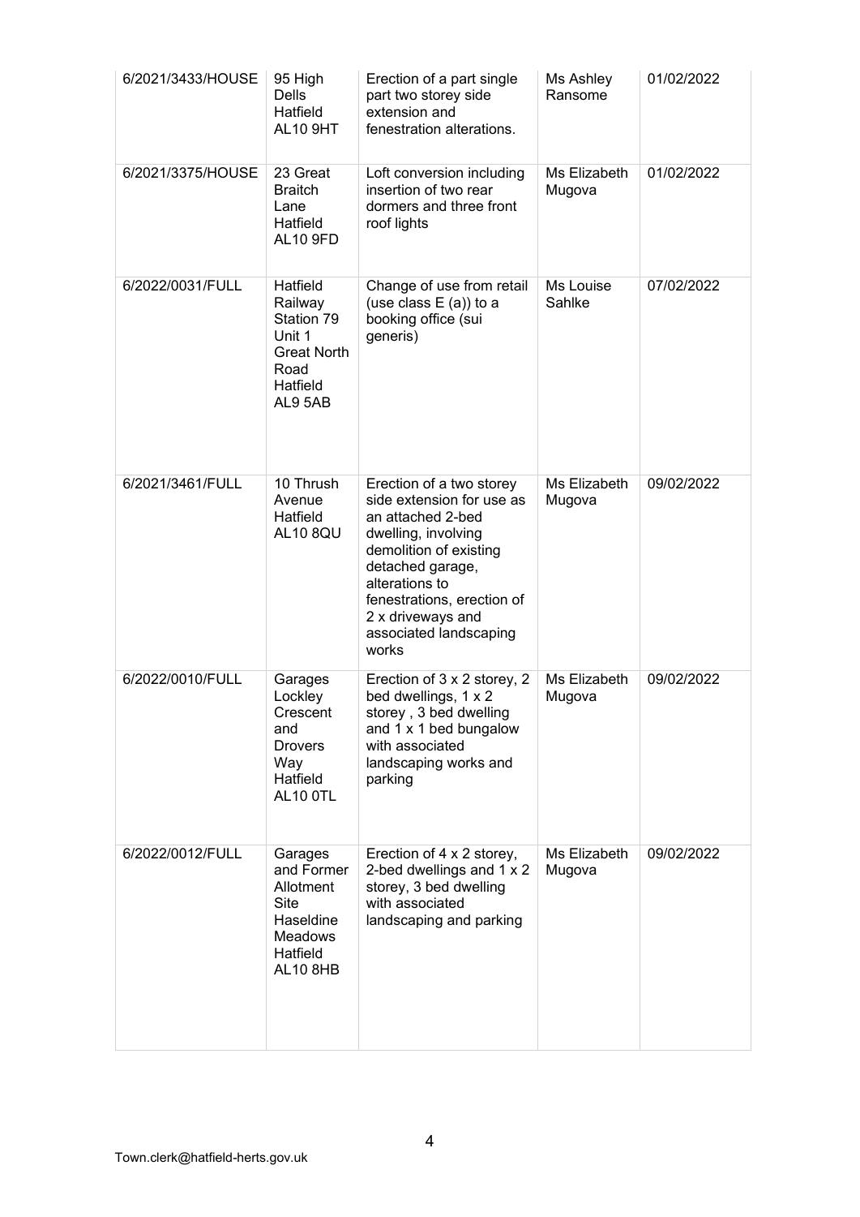| | | | | |
|---|---|---|---|---|
| 6/2021/3433/HOUSE | 95 High Dells Hatfield AL10 9HT | Erection of a part single part two storey side extension and fenestration alterations. | Ms Ashley Ransome | 01/02/2022 |
| 6/2021/3375/HOUSE | 23 Great Braitch Lane Hatfield AL10 9FD | Loft conversion including insertion of two rear dormers and three front roof lights | Ms Elizabeth Mugova | 01/02/2022 |
| 6/2022/0031/FULL | Hatfield Railway Station 79 Unit 1 Great North Road Hatfield AL9 5AB | Change of use from retail (use class E (a)) to a booking office (sui generis) | Ms Louise Sahlke | 07/02/2022 |
| 6/2021/3461/FULL | 10 Thrush Avenue Hatfield AL10 8QU | Erection of a two storey side extension for use as an attached 2-bed dwelling, involving demolition of existing detached garage, alterations to fenestrations, erection of 2 x driveways and associated landscaping works | Ms Elizabeth Mugova | 09/02/2022 |
| 6/2022/0010/FULL | Garages Lockley Crescent and Drovers Way Hatfield AL10 0TL | Erection of 3 x 2 storey, 2 bed dwellings, 1 x 2 storey , 3 bed dwelling and 1 x 1 bed bungalow with associated landscaping works and parking | Ms Elizabeth Mugova | 09/02/2022 |
| 6/2022/0012/FULL | Garages and Former Allotment Site Haseldine Meadows Hatfield AL10 8HB | Erection of 4 x 2 storey, 2-bed dwellings and 1 x 2 storey, 3 bed dwelling with associated landscaping and parking | Ms Elizabeth Mugova | 09/02/2022 |

Town.clerk@hatfield-herts.gov.uk